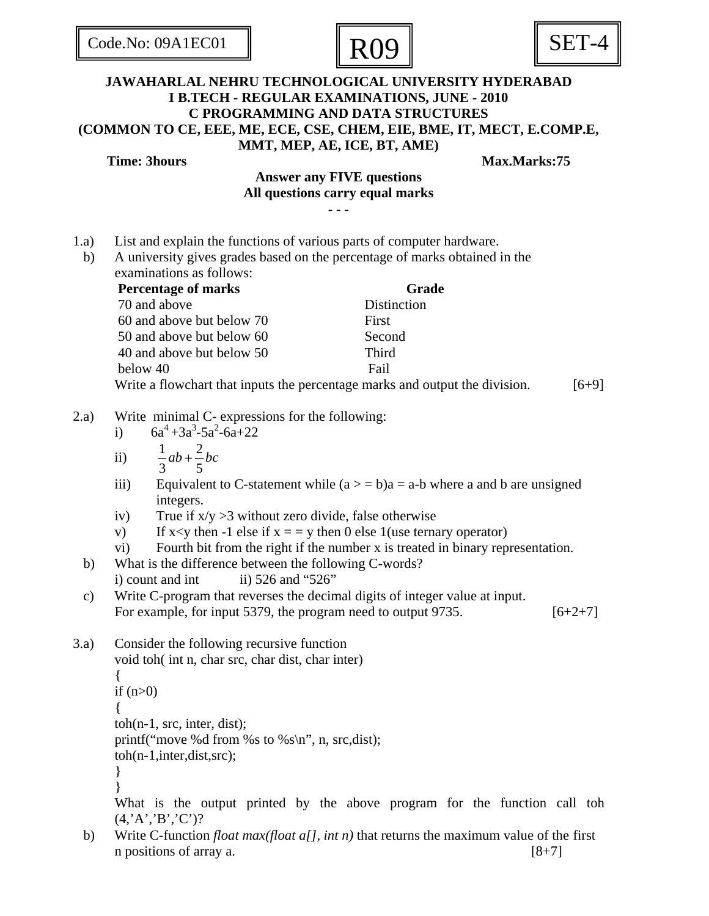Code.No: 09A1EC01 | **R09** | **SET-4**

**JAWAHARLAL NEHRU TECHNOLOGICAL UNIVERSITY HYDERABAD**
**I B.TECH - REGULAR EXAMINATIONS, JUNE - 2010**
**C PROGRAMMING AND DATA STRUCTURES**
**(COMMON TO CE, EEE, ME, ECE, CSE, CHEM, EIE, BME, IT, MECT, E.COMP.E, MMT, MEP, AE, ICE, BT, AME)**

**Time: 3hours** **Max.Marks:75**

**Answer any FIVE questions**
**All questions carry equal marks**

- - -

1.a) List and explain the functions of various parts of computer hardware.

b) A university gives grades based on the percentage of marks obtained in the examinations as follows:

| Percentage of marks | Grade |
|---|---|
| 70 and above | Distinction |
| 60 and above but below 70 | First |
| 50 and above but below 60 | Second |
| 40 and above but below 50 | Third |
| below 40 | Fail |

Write a flowchart that inputs the percentage marks and output the division. [6+9]

2.a) Write minimal C- expressions for the following:

i) $6a^4 + 3a^3 - 5a^2 - 6a + 22$

ii) $\frac{1}{3}ab + \frac{2}{5}bc$

iii) Equivalent to C-statement while (a > = b)a = a-b where a and b are unsigned integers.

iv) True if x/y >3 without zero divide, false otherwise

v) If x<y then -1 else if x = = y then 0 else 1(use ternary operator)

vi) Fourth bit from the right if the number x is treated in binary representation.

b) What is the difference between the following C-words?
i) count and int ii) 526 and "526"

c) Write C-program that reverses the decimal digits of integer value at input. For example, for input 5379, the program need to output 9735. [6+2+7]

3.a) Consider the following recursive function

```
void toh( int n, char src, char dist, char inter)
{
if (n>0)
{
toh(n-1, src, inter, dist);
printf("move %d from %s to %s\n", n, src,dist);
toh(n-1,inter,dist,src);
}
}
```

What is the output printed by the above program for the function call toh (4,'A','B','C')?

b) Write C-function *float max(float a[], int n)* that returns the maximum value of the first n positions of array a. [8+7]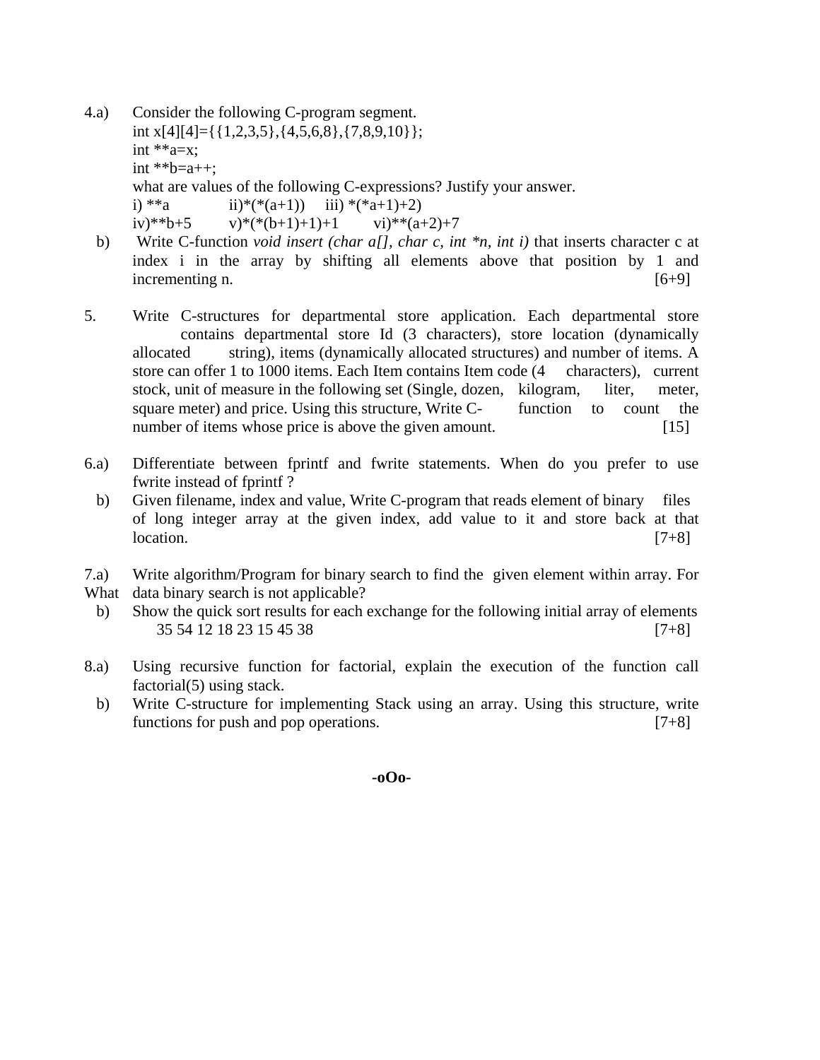4.a) Consider the following C-program segment.

```
int x[4][4]={{1,2,3,5},{4,5,6,8},{7,8,9,10}};
int **a=x;
int **b=a++;
```

what are values of the following C-expressions? Justify your answer.

i) **a    ii)*(*(a+1))    iii) *(*a+1)+2)

iv)**b+5    v)*(*(b+1)+1)+1    vi)**(a+2)+7

b) Write C-function *void insert (char a[], char c, int *n, int i)* that inserts character c at index i in the array by shifting all elements above that position by 1 and incrementing n. [6+9]

5. Write C-structures for departmental store application. Each departmental store contains departmental store Id (3 characters), store location (dynamically allocated string), items (dynamically allocated structures) and number of items. A store can offer 1 to 1000 items. Each Item contains Item code (4 characters), current stock, unit of measure in the following set (Single, dozen, kilogram, liter, meter, square meter) and price. Using this structure, Write C- function to count the number of items whose price is above the given amount. [15]

6.a) Differentiate between fprintf and fwrite statements. When do you prefer to use fwrite instead of fprintf ?

b) Given filename, index and value, Write C-program that reads element of binary files of long integer array at the given index, add value to it and store back at that location. [7+8]

7.a) Write algorithm/Program for binary search to find the given element within array. For What data binary search is not applicable?

b) Show the quick sort results for each exchange for the following initial array of elements

35 54 12 18 23 15 45 38 [7+8]

8.a) Using recursive function for factorial, explain the execution of the function call factorial(5) using stack.

b) Write C-structure for implementing Stack using an array. Using this structure, write functions for push and pop operations. [7+8]

**-oOo-**